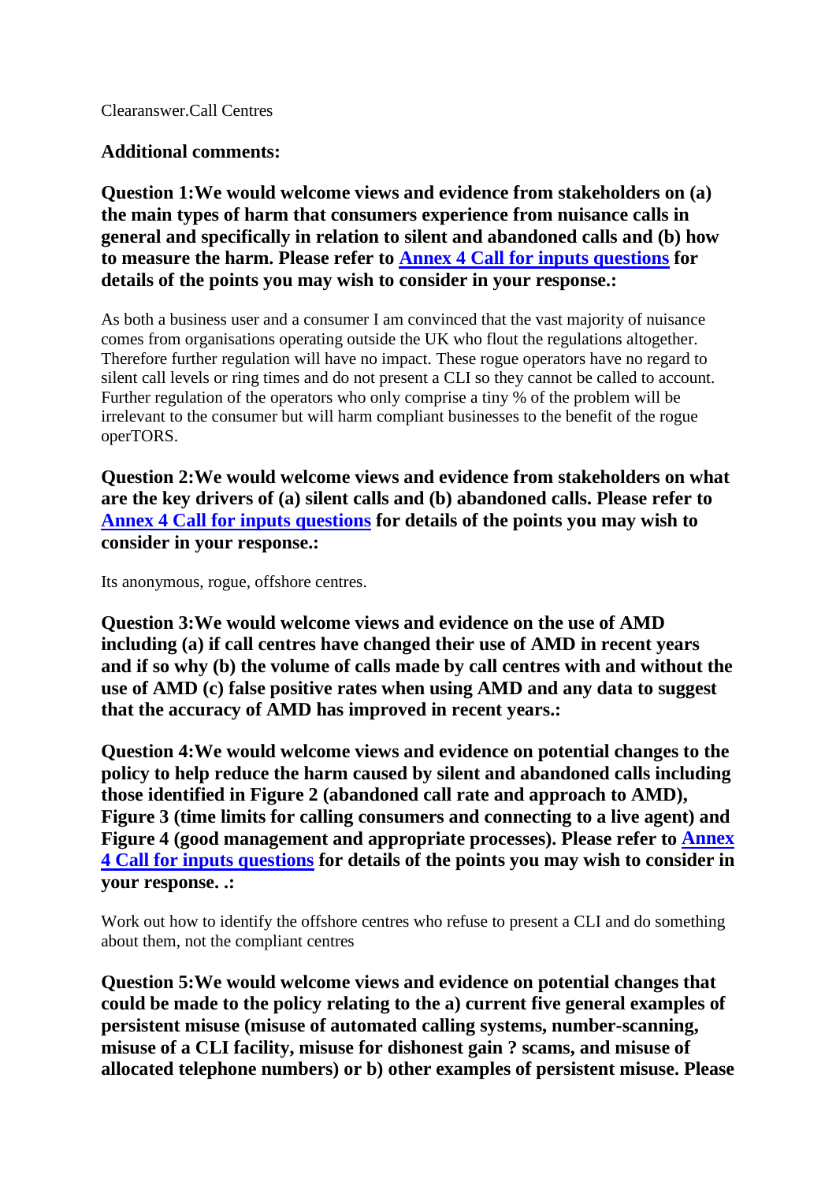Clearanswer.Call Centres

**Additional comments:**

**Question 1:We would welcome views and evidence from stakeholders on (a) the main types of harm that consumers experience from nuisance calls in general and specifically in relation to silent and abandoned calls and (b) how to measure the harm. Please refer to [Annex 4 Call for inputs questions] for details of the points you may wish to consider in your response.:**

As both a business user and a consumer I am convinced that the vast majority of nuisance comes from organisations operating outside the UK who flout the regulations altogether. Therefore further regulation will have no impact. These rogue operators have no regard to silent call levels or ring times and do not present a CLI so they cannot be called to account. Further regulation of the operators who only comprise a tiny % of the problem will be irrelevant to the consumer but will harm compliant businesses to the benefit of the rogue operTORS.

**Question 2:We would welcome views and evidence from stakeholders on what are the key drivers of (a) silent calls and (b) abandoned calls. Please refer to [Annex 4 Call for inputs questions] for details of the points you may wish to consider in your response.:**

Its anonymous, rogue, offshore centres.

**Question 3:We would welcome views and evidence on the use of AMD including (a) if call centres have changed their use of AMD in recent years and if so why (b) the volume of calls made by call centres with and without the use of AMD (c) false positive rates when using AMD and any data to suggest that the accuracy of AMD has improved in recent years.:**

**Question 4:We would welcome views and evidence on potential changes to the policy to help reduce the harm caused by silent and abandoned calls including those identified in Figure 2 (abandoned call rate and approach to AMD), Figure 3 (time limits for calling consumers and connecting to a live agent) and Figure 4 (good management and appropriate processes). Please refer to [Annex 4 Call for inputs questions] for details of the points you may wish to consider in your response. .:**

Work out how to identify the offshore centres who refuse to present a CLI and do something about them, not the compliant centres

**Question 5:We would welcome views and evidence on potential changes that could be made to the policy relating to the a) current five general examples of persistent misuse (misuse of automated calling systems, number-scanning, misuse of a CLI facility, misuse for dishonest gain ? scams, and misuse of allocated telephone numbers) or b) other examples of persistent misuse. Please**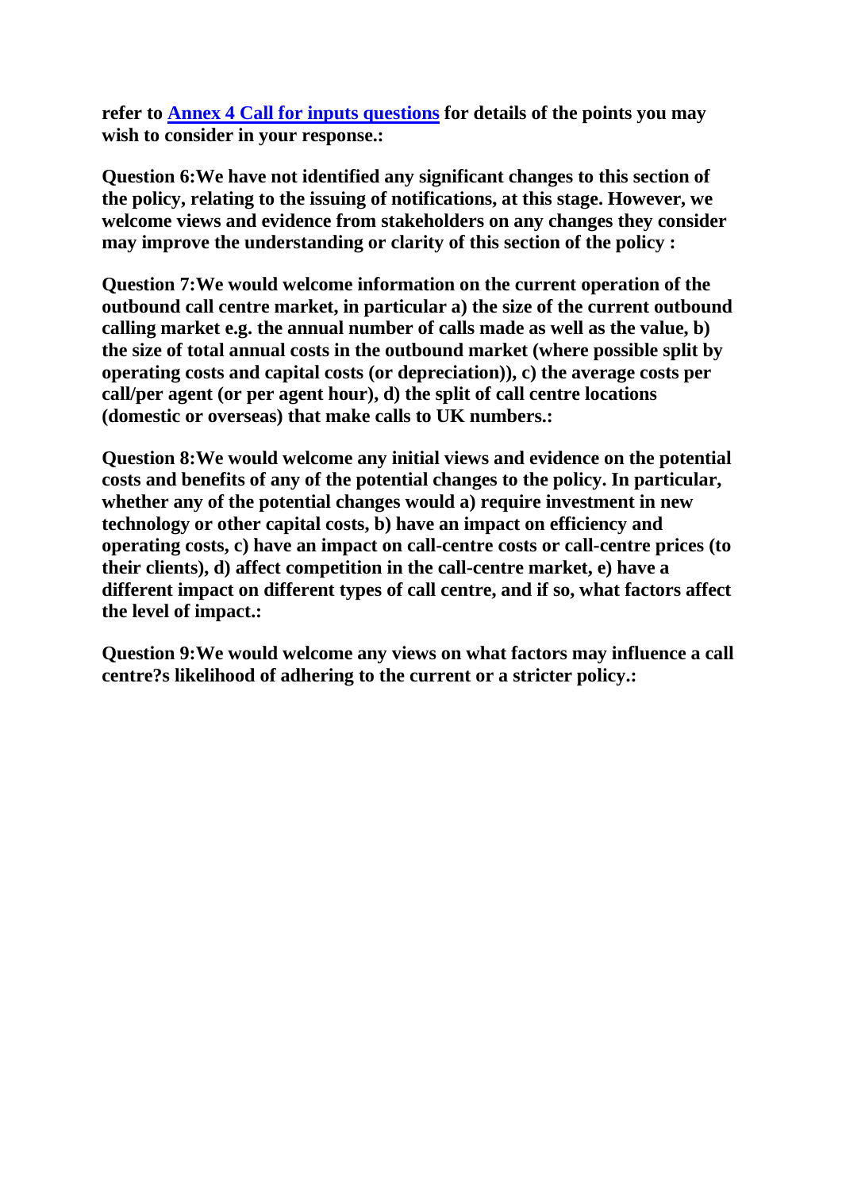**refer to [Annex 4 Call for inputs questions](#) for details of the points you may wish to consider in your response.:**

**Question 6:We have not identified any significant changes to this section of the policy, relating to the issuing of notifications, at this stage. However, we welcome views and evidence from stakeholders on any changes they consider may improve the understanding or clarity of this section of the policy :**

**Question 7:We would welcome information on the current operation of the outbound call centre market, in particular a) the size of the current outbound calling market e.g. the annual number of calls made as well as the value, b) the size of total annual costs in the outbound market (where possible split by operating costs and capital costs (or depreciation)), c) the average costs per call/per agent (or per agent hour), d) the split of call centre locations (domestic or overseas) that make calls to UK numbers.:**

**Question 8:We would welcome any initial views and evidence on the potential costs and benefits of any of the potential changes to the policy. In particular, whether any of the potential changes would a) require investment in new technology or other capital costs, b) have an impact on efficiency and operating costs, c) have an impact on call-centre costs or call-centre prices (to their clients), d) affect competition in the call-centre market, e) have a different impact on different types of call centre, and if so, what factors affect the level of impact.:**

**Question 9:We would welcome any views on what factors may influence a call centre?s likelihood of adhering to the current or a stricter policy.:**